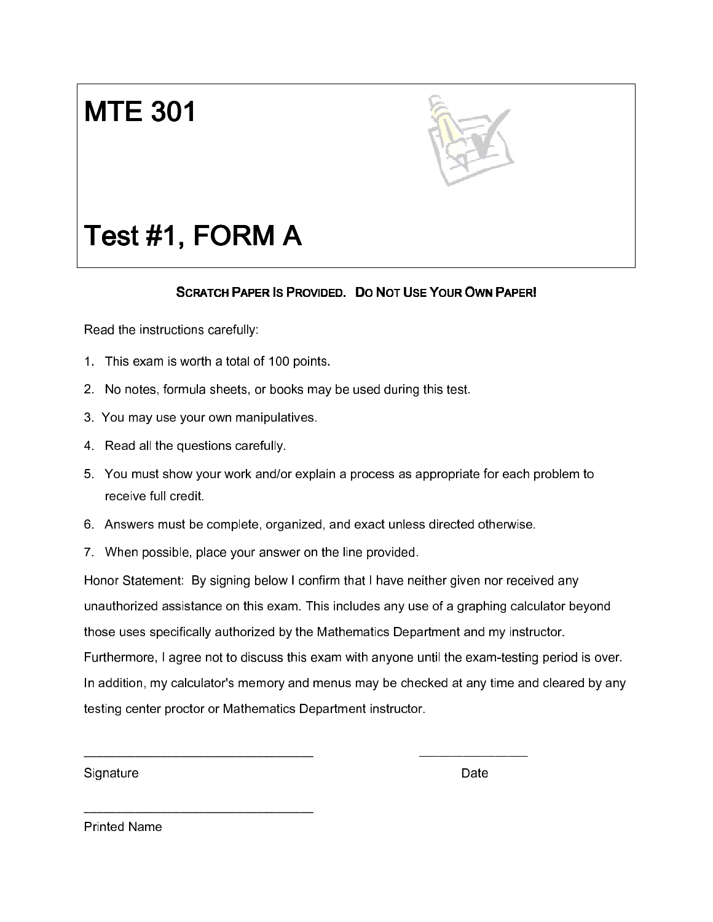# MTE 301

# Test #1, FORM A

**SCRATCH PAPER IS PROVIDED. DO NOT USE YOUR OWN PAPER!**

Read the instructions carefully:

1. This exam is worth a total of 100 points.
2. No notes, formula sheets, or books may be used during this test.
3. You may use your own manipulatives.
4. Read all the questions carefully.
5. You must show your work and/or explain a process as appropriate for each problem to receive full credit.
6. Answers must be complete, organized, and exact unless directed otherwise.
7. When possible, place your answer on the line provided.

Honor Statement: By signing below I confirm that I have neither given nor received any unauthorized assistance on this exam. This includes any use of a graphing calculator beyond those uses specifically authorized by the Mathematics Department and my instructor. Furthermore, I agree not to discuss this exam with anyone until the exam-testing period is over. In addition, my calculator's memory and menus may be checked at any time and cleared by any testing center proctor or Mathematics Department instructor.

______________________________ &nbsp;&nbsp;&nbsp;&nbsp;&nbsp;&nbsp;&nbsp;&nbsp; ______________

Signature &nbsp;&nbsp;&nbsp;&nbsp;&nbsp;&nbsp;&nbsp;&nbsp;&nbsp;&nbsp;&nbsp;&nbsp;&nbsp;&nbsp;&nbsp;&nbsp;&nbsp;&nbsp;&nbsp;&nbsp;&nbsp;&nbsp;&nbsp;&nbsp;&nbsp;&nbsp;&nbsp;&nbsp;&nbsp;&nbsp;&nbsp;&nbsp; Date

______________________________

Printed Name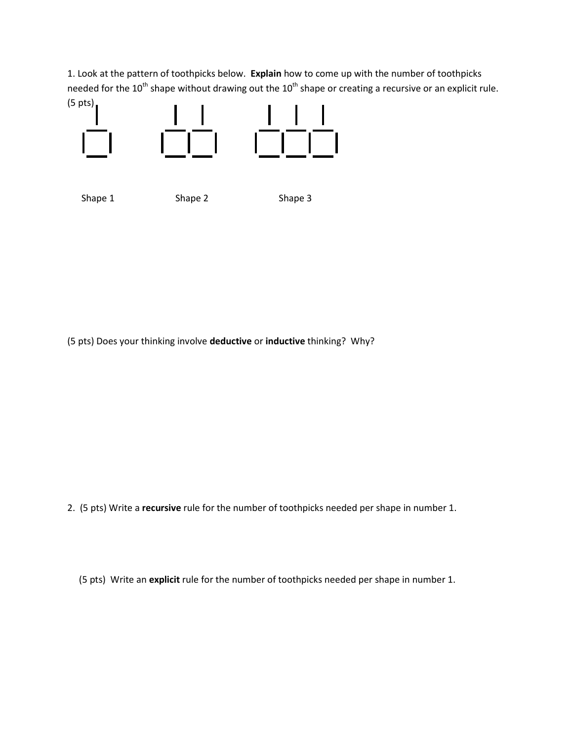1. Look at the pattern of toothpicks below. **Explain** how to come up with the number of toothpicks needed for the 10$^{th}$ shape without drawing out the 10$^{th}$ shape or creating a recursive or an explicit rule. (5 pts)

Shape 1 Shape 2 Shape 3

(5 pts) Does your thinking involve **deductive** or **inductive** thinking? Why?

2. (5 pts) Write a **recursive** rule for the number of toothpicks needed per shape in number 1.

(5 pts) Write an **explicit** rule for the number of toothpicks needed per shape in number 1.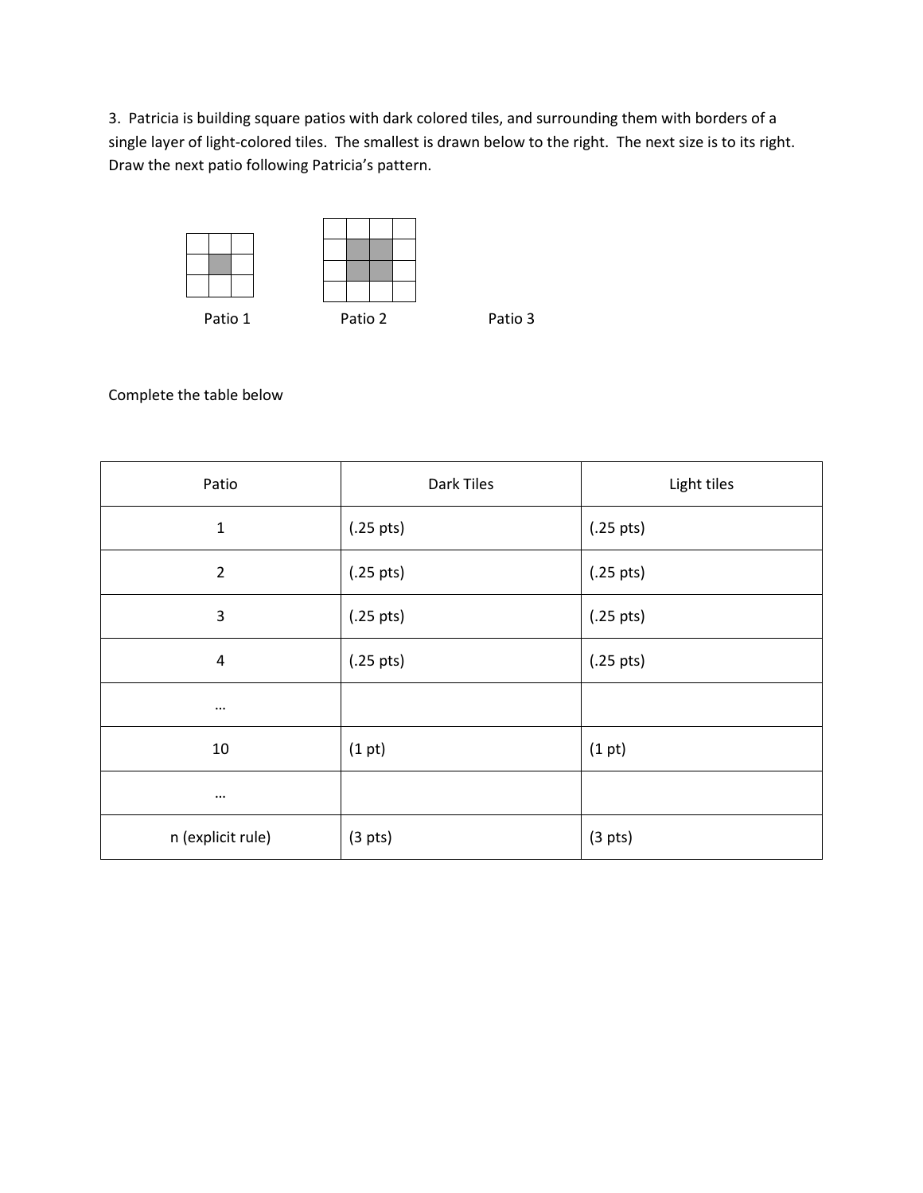3. Patricia is building square patios with dark colored tiles, and surrounding them with borders of a single layer of light-colored tiles. The smallest is drawn below to the right. The next size is to its right. Draw the next patio following Patricia's pattern.

Patio 1 Patio 2 Patio 3

Complete the table below

| Patio | Dark Tiles | Light tiles |
| --- | --- | --- |
| 1 | (.25 pts) | (.25 pts) |
| 2 | (.25 pts) | (.25 pts) |
| 3 | (.25 pts) | (.25 pts) |
| 4 | (.25 pts) | (.25 pts) |
| … | | |
| 10 | (1 pt) | (1 pt) |
| … | | |
| n (explicit rule) | (3 pts) | (3 pts) |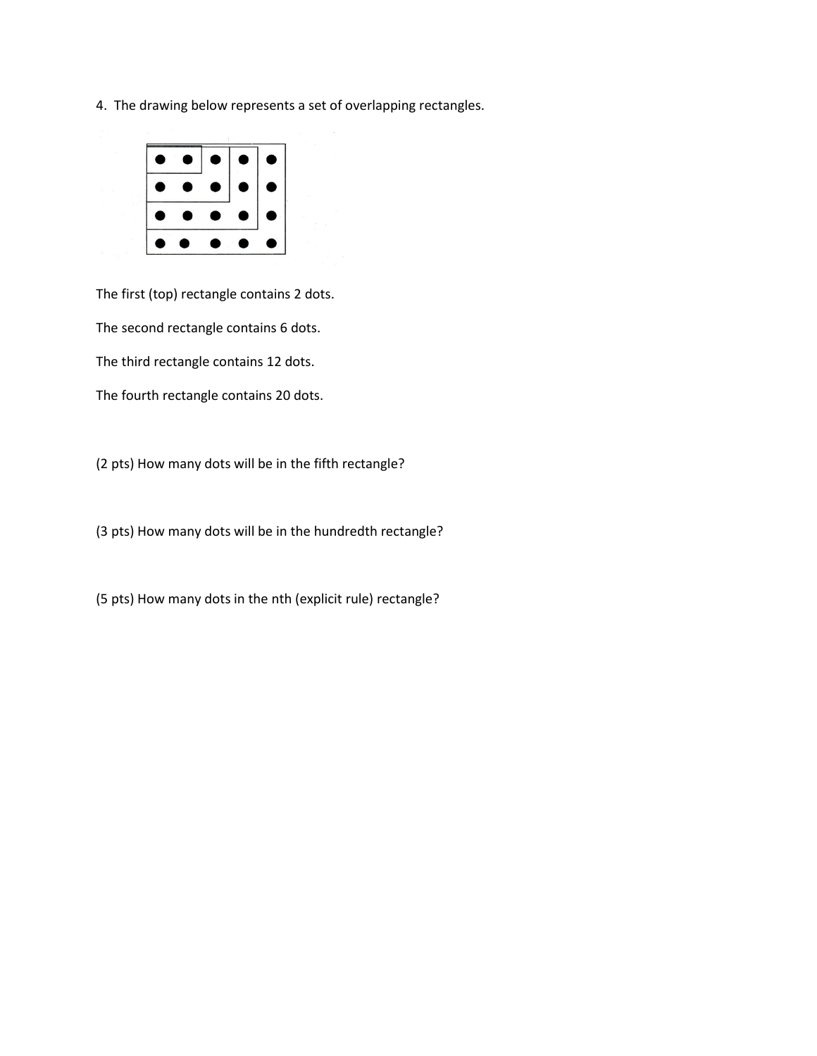4. The drawing below represents a set of overlapping rectangles.

The first (top) rectangle contains 2 dots.

The second rectangle contains 6 dots.

The third rectangle contains 12 dots.

The fourth rectangle contains 20 dots.

(2 pts) How many dots will be in the fifth rectangle?

(3 pts) How many dots will be in the hundredth rectangle?

(5 pts) How many dots in the nth (explicit rule) rectangle?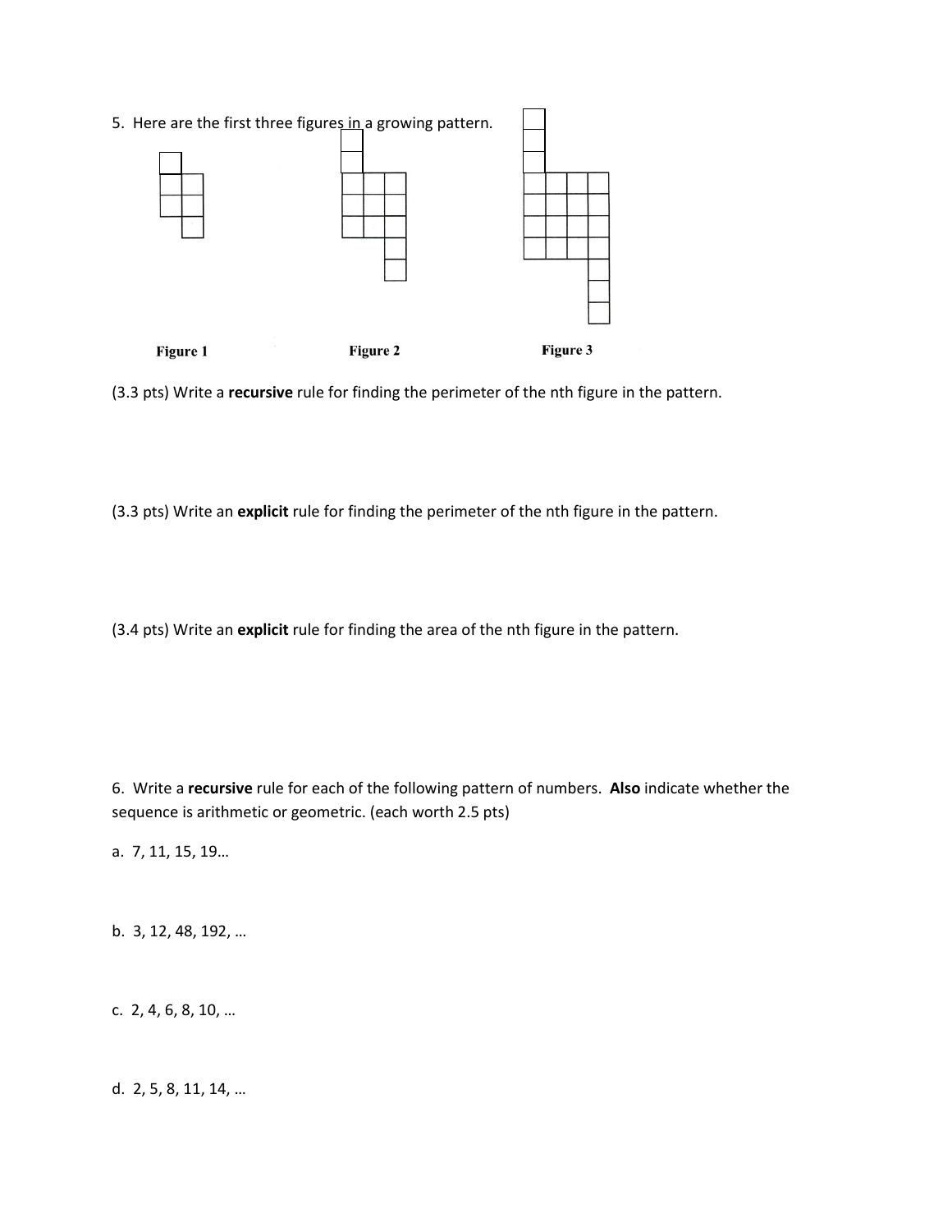5. Here are the first three figures in a growing pattern.

Figure 1 Figure 2 Figure 3

(3.3 pts) Write a **recursive** rule for finding the perimeter of the nth figure in the pattern.

(3.3 pts) Write an **explicit** rule for finding the perimeter of the nth figure in the pattern.

(3.4 pts) Write an **explicit** rule for finding the area of the nth figure in the pattern.

6. Write a **recursive** rule for each of the following pattern of numbers. **Also** indicate whether the sequence is arithmetic or geometric. (each worth 2.5 pts)

a. 7, 11, 15, 19…

b. 3, 12, 48, 192, …

c. 2, 4, 6, 8, 10, …

d. 2, 5, 8, 11, 14, …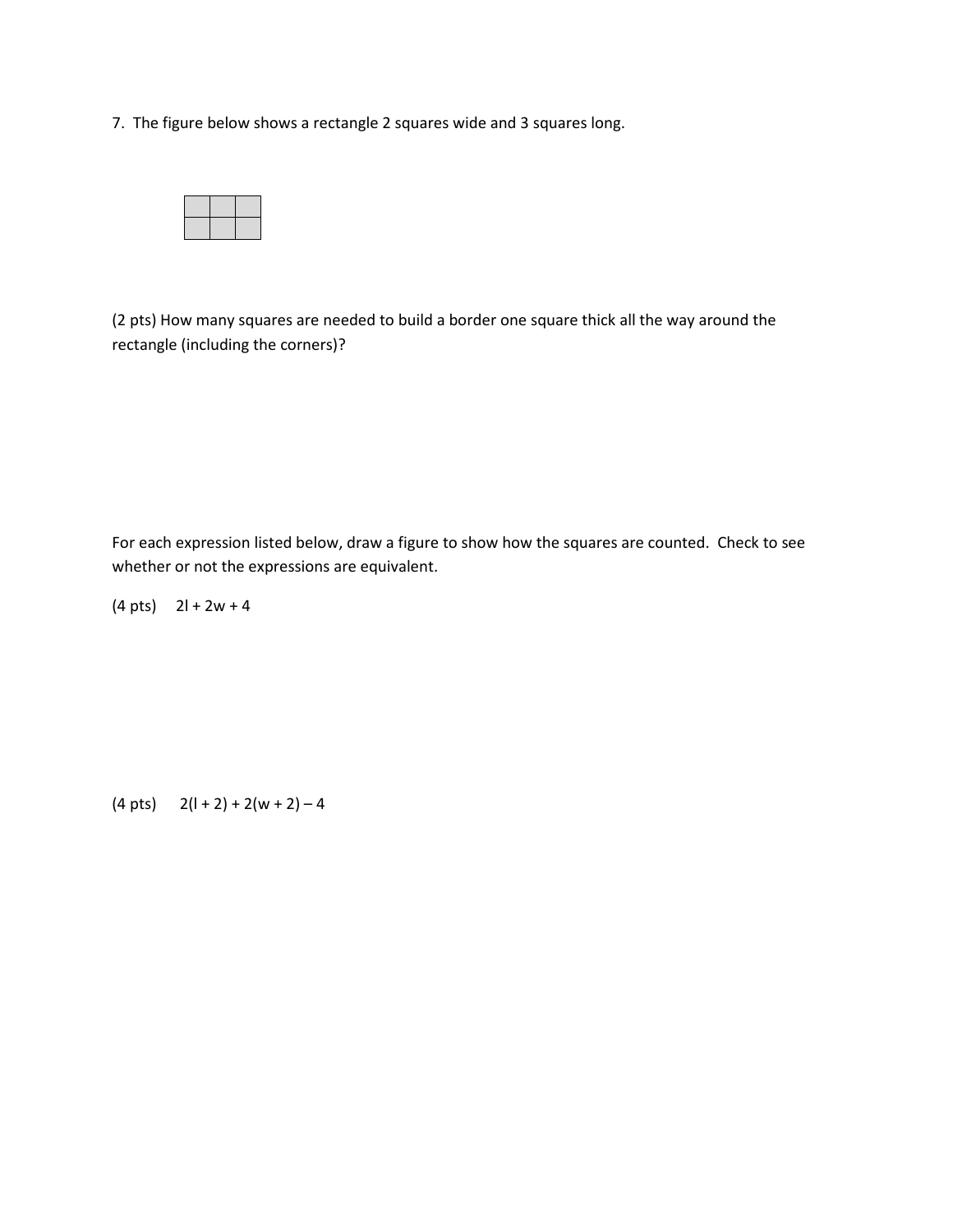7. The figure below shows a rectangle 2 squares wide and 3 squares long.

(2 pts) How many squares are needed to build a border one square thick all the way around the rectangle (including the corners)?

For each expression listed below, draw a figure to show how the squares are counted. Check to see whether or not the expressions are equivalent.

(4 pts) $2l + 2w + 4$

(4 pts) $2(l + 2) + 2(w + 2) - 4$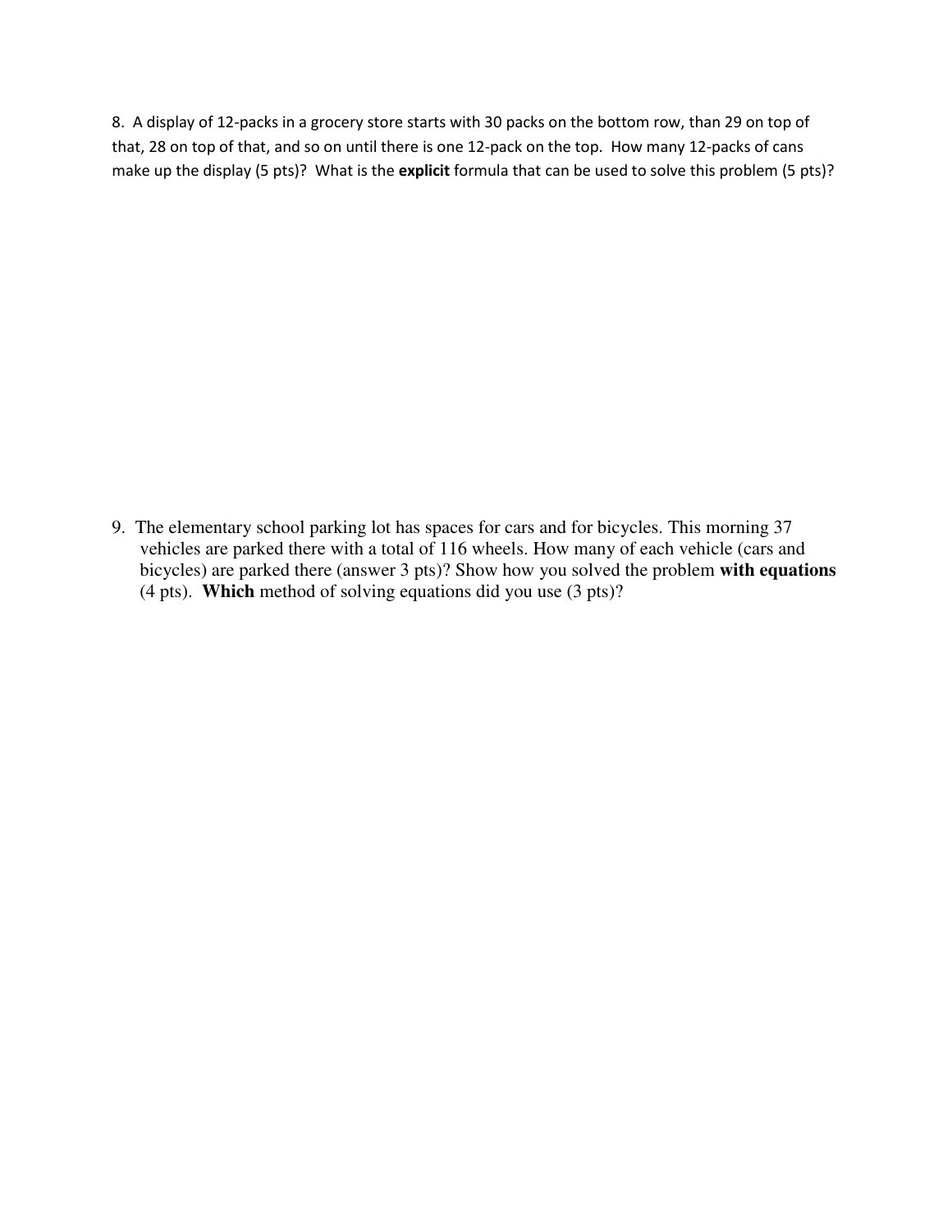8. A display of 12-packs in a grocery store starts with 30 packs on the bottom row, than 29 on top of that, 28 on top of that, and so on until there is one 12-pack on the top. How many 12-packs of cans make up the display (5 pts)? What is the **explicit** formula that can be used to solve this problem (5 pts)?

9. The elementary school parking lot has spaces for cars and for bicycles. This morning 37 vehicles are parked there with a total of 116 wheels. How many of each vehicle (cars and bicycles) are parked there (answer 3 pts)? Show how you solved the problem **with equations** (4 pts). **Which** method of solving equations did you use (3 pts)?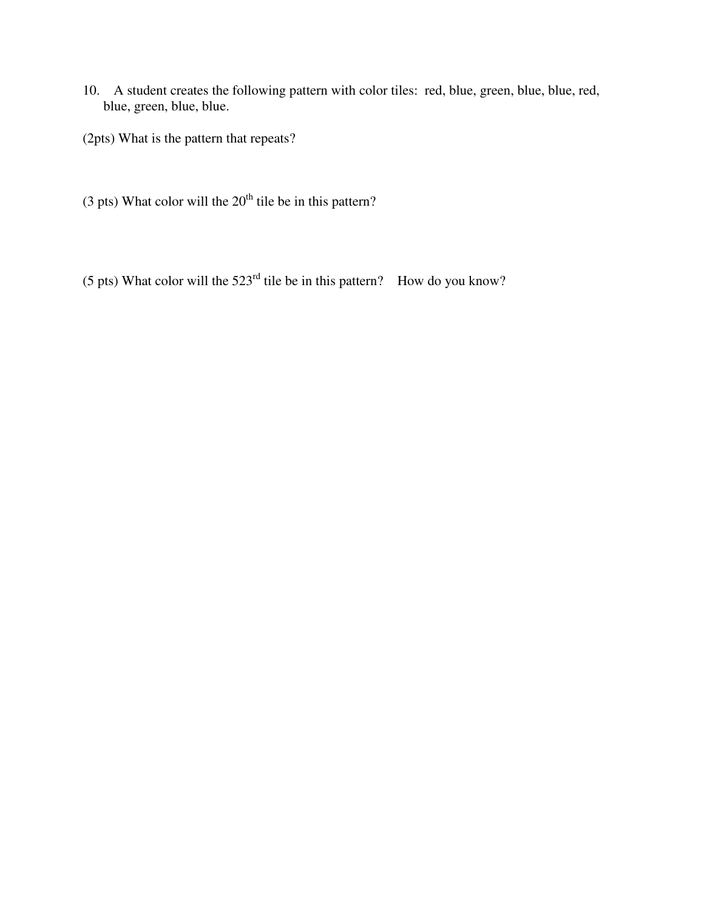10. A student creates the following pattern with color tiles: red, blue, green, blue, blue, red, blue, green, blue, blue.

(2pts) What is the pattern that repeats?

(3 pts) What color will the $20^{th}$ tile be in this pattern?

(5 pts) What color will the $523^{rd}$ tile be in this pattern? How do you know?